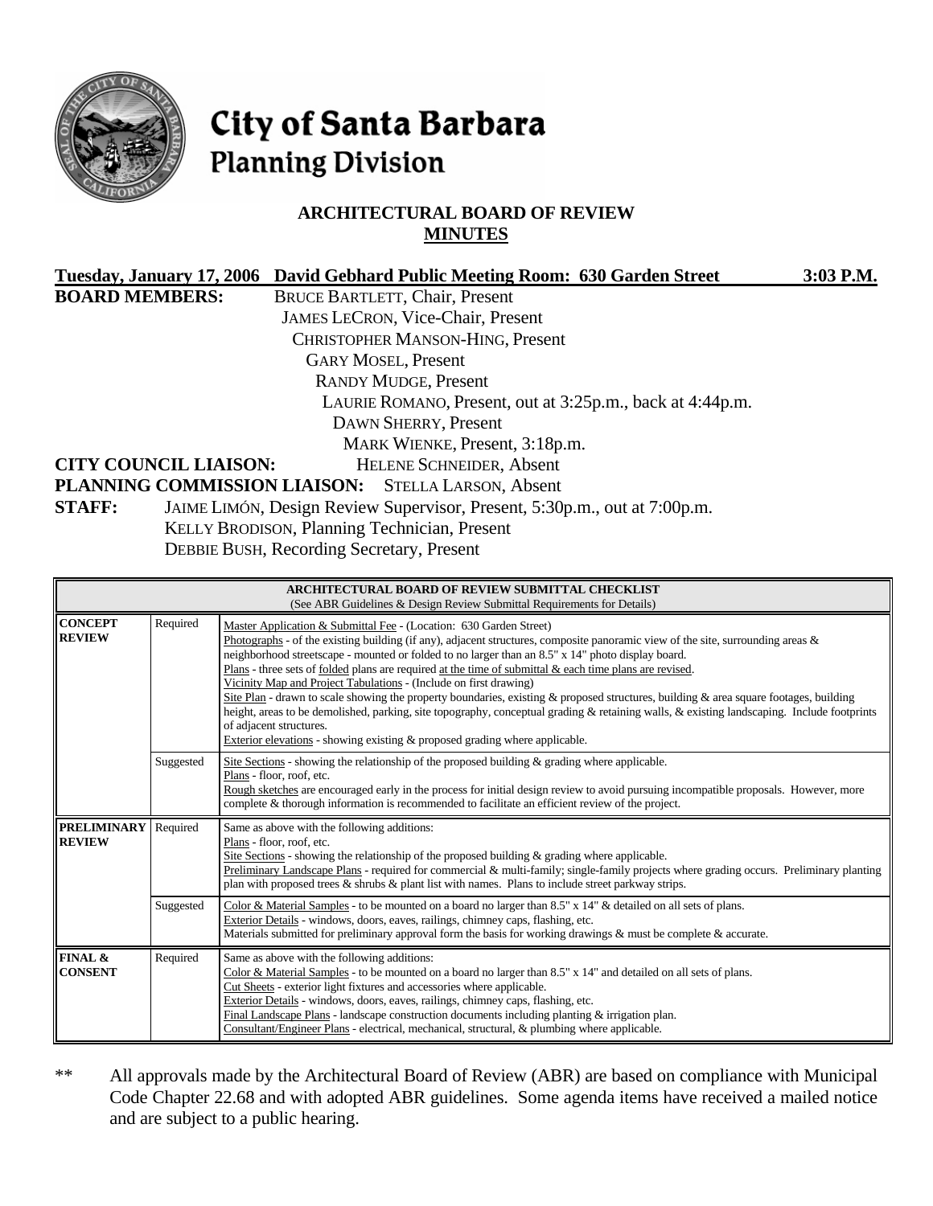# City of Santa Barbara
## Planning Division

### ARCHITECTURAL BOARD OF REVIEW
### MINUTES

**Tuesday, January 17, 2006 David Gebhard Public Meeting Room: 630 Garden Street 3:03 P.M.**

**BOARD MEMBERS:** BRUCE BARTLETT, Chair, Present
JAMES LECRON, Vice-Chair, Present
CHRISTOPHER MANSON-HING, Present
GARY MOSEL, Present
RANDY MUDGE, Present
LAURIE ROMANO, Present, out at 3:25p.m., back at 4:44p.m.
DAWN SHERRY, Present
MARK WIENKE, Present, 3:18p.m.

**CITY COUNCIL LIAISON:** HELENE SCHNEIDER, Absent

**PLANNING COMMISSION LIAISON:** STELLA LARSON, Absent

**STAFF:** JAIME LIMÓN, Design Review Supervisor, Present, 5:30p.m., out at 7:00p.m.
KELLY BRODISON, Planning Technician, Present
DEBBIE BUSH, Recording Secretary, Present

| **ARCHITECTURAL BOARD OF REVIEW SUBMITTAL CHECKLIST** (See ABR Guidelines & Design Review Submittal Requirements for Details) | | |
|---|---|---|
| **CONCEPT REVIEW** | Required | Master Application & Submittal Fee - (Location: 630 Garden Street)<br>Photographs - of the existing building (if any), adjacent structures, composite panoramic view of the site, surrounding areas & neighborhood streetscape - mounted or folded to no larger than an 8.5" x 14" photo display board.<br>Plans - three sets of folded plans are required at the time of submittal & each time plans are revised.<br>Vicinity Map and Project Tabulations - (Include on first drawing)<br>Site Plan - drawn to scale showing the property boundaries, existing & proposed structures, building & area square footages, building height, areas to be demolished, parking, site topography, conceptual grading & retaining walls, & existing landscaping. Include footprints of adjacent structures.<br>Exterior elevations - showing existing & proposed grading where applicable. |
| | Suggested | Site Sections - showing the relationship of the proposed building & grading where applicable.<br>Plans - floor, roof, etc.<br>Rough sketches are encouraged early in the process for initial design review to avoid pursuing incompatible proposals. However, more complete & thorough information is recommended to facilitate an efficient review of the project. |
| **PRELIMINARY REVIEW** | Required | Same as above with the following additions:<br>Plans - floor, roof, etc.<br>Site Sections - showing the relationship of the proposed building & grading where applicable.<br>Preliminary Landscape Plans - required for commercial & multi-family; single-family projects where grading occurs. Preliminary planting plan with proposed trees & shrubs & plant list with names. Plans to include street parkway strips. |
| | Suggested | Color & Material Samples - to be mounted on a board no larger than 8.5" x 14" & detailed on all sets of plans.<br>Exterior Details - windows, doors, eaves, railings, chimney caps, flashing, etc.<br>Materials submitted for preliminary approval form the basis for working drawings & must be complete & accurate. |
| **FINAL & CONSENT** | Required | Same as above with the following additions:<br>Color & Material Samples - to be mounted on a board no larger than 8.5" x 14" and detailed on all sets of plans.<br>Cut Sheets - exterior light fixtures and accessories where applicable.<br>Exterior Details - windows, doors, eaves, railings, chimney caps, flashing, etc.<br>Final Landscape Plans - landscape construction documents including planting & irrigation plan.<br>Consultant/Engineer Plans - electrical, mechanical, structural, & plumbing where applicable. |

** All approvals made by the Architectural Board of Review (ABR) are based on compliance with Municipal Code Chapter 22.68 and with adopted ABR guidelines. Some agenda items have received a mailed notice and are subject to a public hearing.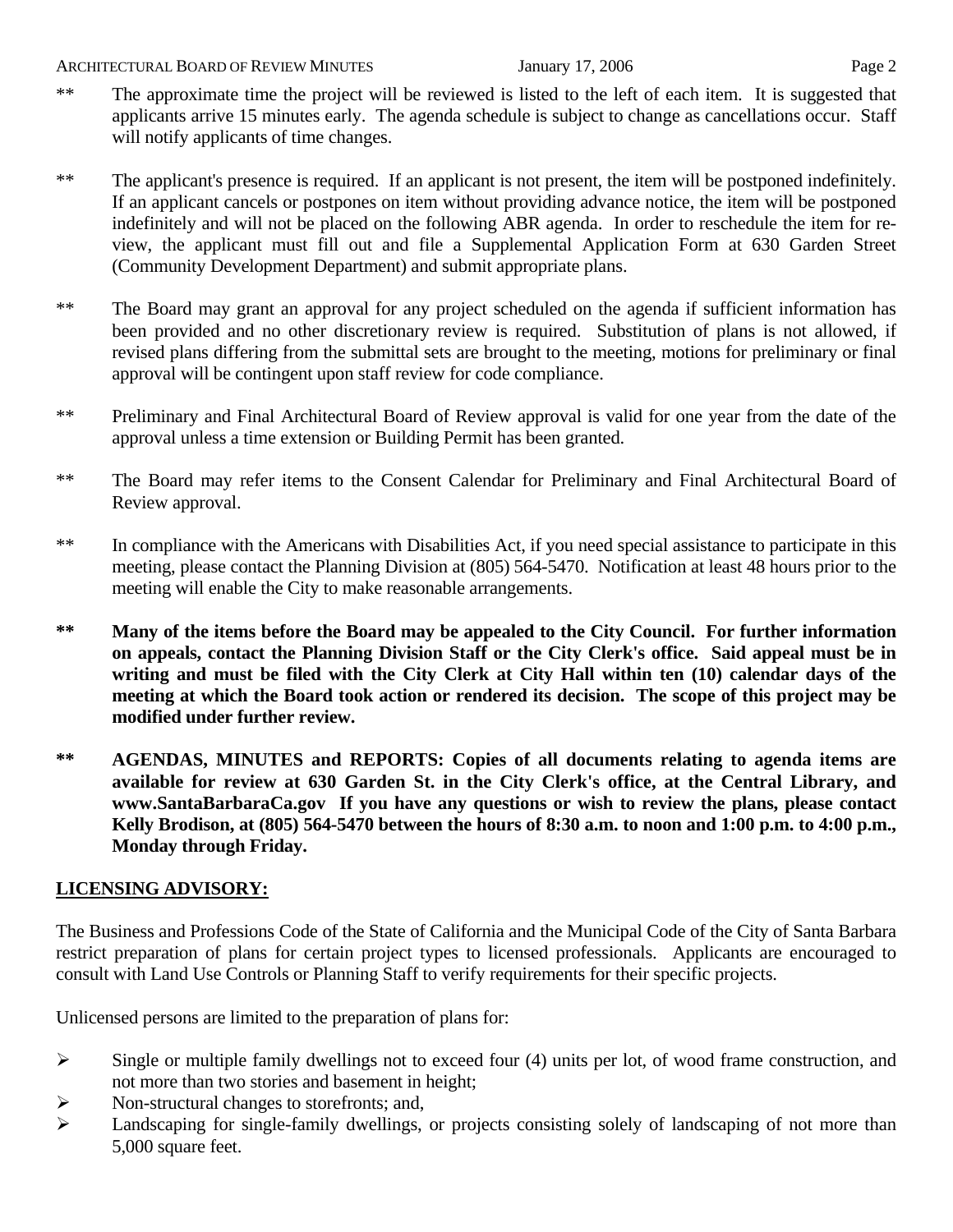** The approximate time the project will be reviewed is listed to the left of each item. It is suggested that applicants arrive 15 minutes early. The agenda schedule is subject to change as cancellations occur. Staff will notify applicants of time changes.

** The applicant's presence is required. If an applicant is not present, the item will be postponed indefinitely. If an applicant cancels or postpones on item without providing advance notice, the item will be postponed indefinitely and will not be placed on the following ABR agenda. In order to reschedule the item for review, the applicant must fill out and file a Supplemental Application Form at 630 Garden Street (Community Development Department) and submit appropriate plans.

** The Board may grant an approval for any project scheduled on the agenda if sufficient information has been provided and no other discretionary review is required. Substitution of plans is not allowed, if revised plans differing from the submittal sets are brought to the meeting, motions for preliminary or final approval will be contingent upon staff review for code compliance.

** Preliminary and Final Architectural Board of Review approval is valid for one year from the date of the approval unless a time extension or Building Permit has been granted.

** The Board may refer items to the Consent Calendar for Preliminary and Final Architectural Board of Review approval.

** In compliance with the Americans with Disabilities Act, if you need special assistance to participate in this meeting, please contact the Planning Division at (805) 564-5470. Notification at least 48 hours prior to the meeting will enable the City to make reasonable arrangements.

**\*\* Many of the items before the Board may be appealed to the City Council. For further information on appeals, contact the Planning Division Staff or the City Clerk's office. Said appeal must be in writing and must be filed with the City Clerk at City Hall within ten (10) calendar days of the meeting at which the Board took action or rendered its decision. The scope of this project may be modified under further review.**

**\*\* AGENDAS, MINUTES and REPORTS: Copies of all documents relating to agenda items are available for review at 630 Garden St. in the City Clerk's office, at the Central Library, and www.SantaBarbaraCa.gov If you have any questions or wish to review the plans, please contact Kelly Brodison, at (805) 564-5470 between the hours of 8:30 a.m. to noon and 1:00 p.m. to 4:00 p.m., Monday through Friday.**

## LICENSING ADVISORY:

The Business and Professions Code of the State of California and the Municipal Code of the City of Santa Barbara restrict preparation of plans for certain project types to licensed professionals. Applicants are encouraged to consult with Land Use Controls or Planning Staff to verify requirements for their specific projects.

Unlicensed persons are limited to the preparation of plans for:

- Single or multiple family dwellings not to exceed four (4) units per lot, of wood frame construction, and not more than two stories and basement in height;
- Non-structural changes to storefronts; and,
- Landscaping for single-family dwellings, or projects consisting solely of landscaping of not more than 5,000 square feet.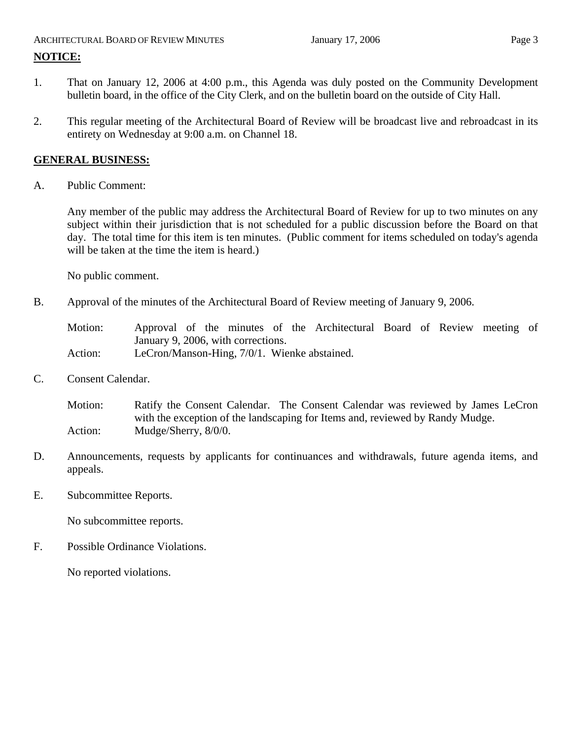**NOTICE:**

1. That on January 12, 2006 at 4:00 p.m., this Agenda was duly posted on the Community Development bulletin board, in the office of the City Clerk, and on the bulletin board on the outside of City Hall.

2. This regular meeting of the Architectural Board of Review will be broadcast live and rebroadcast in its entirety on Wednesday at 9:00 a.m. on Channel 18.

## GENERAL BUSINESS:

A. Public Comment:

Any member of the public may address the Architectural Board of Review for up to two minutes on any subject within their jurisdiction that is not scheduled for a public discussion before the Board on that day. The total time for this item is ten minutes. (Public comment for items scheduled on today's agenda will be taken at the time the item is heard.)

No public comment.

B. Approval of the minutes of the Architectural Board of Review meeting of January 9, 2006.

Motion: Approval of the minutes of the Architectural Board of Review meeting of January 9, 2006, with corrections.
Action: LeCron/Manson-Hing, 7/0/1. Wienke abstained.

C. Consent Calendar.

Motion: Ratify the Consent Calendar. The Consent Calendar was reviewed by James LeCron with the exception of the landscaping for Items and, reviewed by Randy Mudge.
Action: Mudge/Sherry, 8/0/0.

D. Announcements, requests by applicants for continuances and withdrawals, future agenda items, and appeals.

E. Subcommittee Reports.

No subcommittee reports.

F. Possible Ordinance Violations.

No reported violations.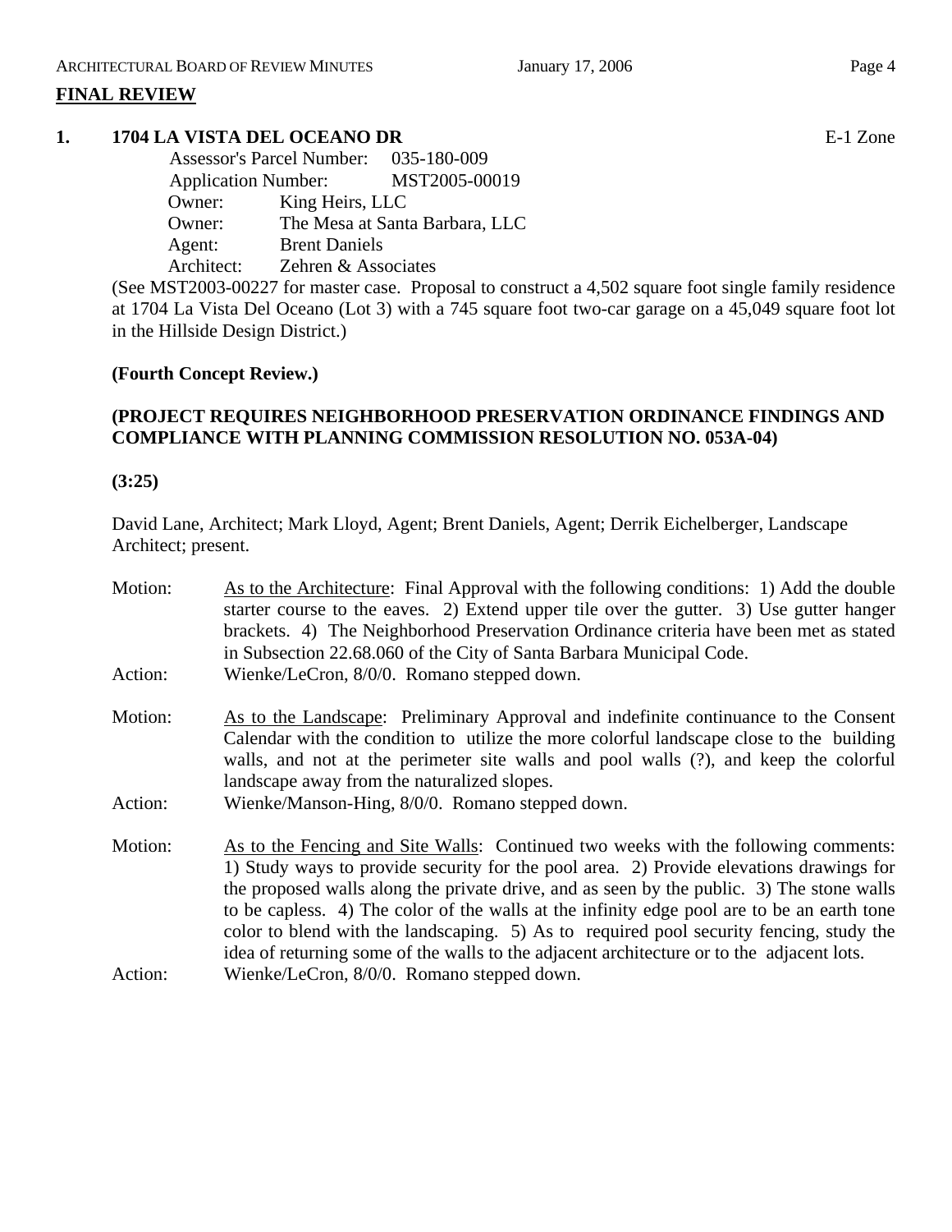## FINAL REVIEW

**1. 1704 LA VISTA DEL OCEANO DR** E-1 Zone

Assessor's Parcel Number: 035-180-009
Application Number: MST2005-00019
Owner: King Heirs, LLC
Owner: The Mesa at Santa Barbara, LLC
Agent: Brent Daniels
Architect: Zehren & Associates

(See MST2003-00227 for master case. Proposal to construct a 4,502 square foot single family residence at 1704 La Vista Del Oceano (Lot 3) with a 745 square foot two-car garage on a 45,049 square foot lot in the Hillside Design District.)

**(Fourth Concept Review.)**

**(PROJECT REQUIRES NEIGHBORHOOD PRESERVATION ORDINANCE FINDINGS AND COMPLIANCE WITH PLANNING COMMISSION RESOLUTION NO. 053A-04)**

**(3:25)**

David Lane, Architect; Mark Lloyd, Agent; Brent Daniels, Agent; Derrik Eichelberger, Landscape Architect; present.

Motion: As to the Architecture: Final Approval with the following conditions: 1) Add the double starter course to the eaves. 2) Extend upper tile over the gutter. 3) Use gutter hanger brackets. 4) The Neighborhood Preservation Ordinance criteria have been met as stated in Subsection 22.68.060 of the City of Santa Barbara Municipal Code.

Action: Wienke/LeCron, 8/0/0. Romano stepped down.

Motion: As to the Landscape: Preliminary Approval and indefinite continuance to the Consent Calendar with the condition to utilize the more colorful landscape close to the building walls, and not at the perimeter site walls and pool walls (?), and keep the colorful landscape away from the naturalized slopes.

Action: Wienke/Manson-Hing, 8/0/0. Romano stepped down.

Motion: As to the Fencing and Site Walls: Continued two weeks with the following comments: 1) Study ways to provide security for the pool area. 2) Provide elevations drawings for the proposed walls along the private drive, and as seen by the public. 3) The stone walls to be capless. 4) The color of the walls at the infinity edge pool are to be an earth tone color to blend with the landscaping. 5) As to required pool security fencing, study the idea of returning some of the walls to the adjacent architecture or to the adjacent lots.

Action: Wienke/LeCron, 8/0/0. Romano stepped down.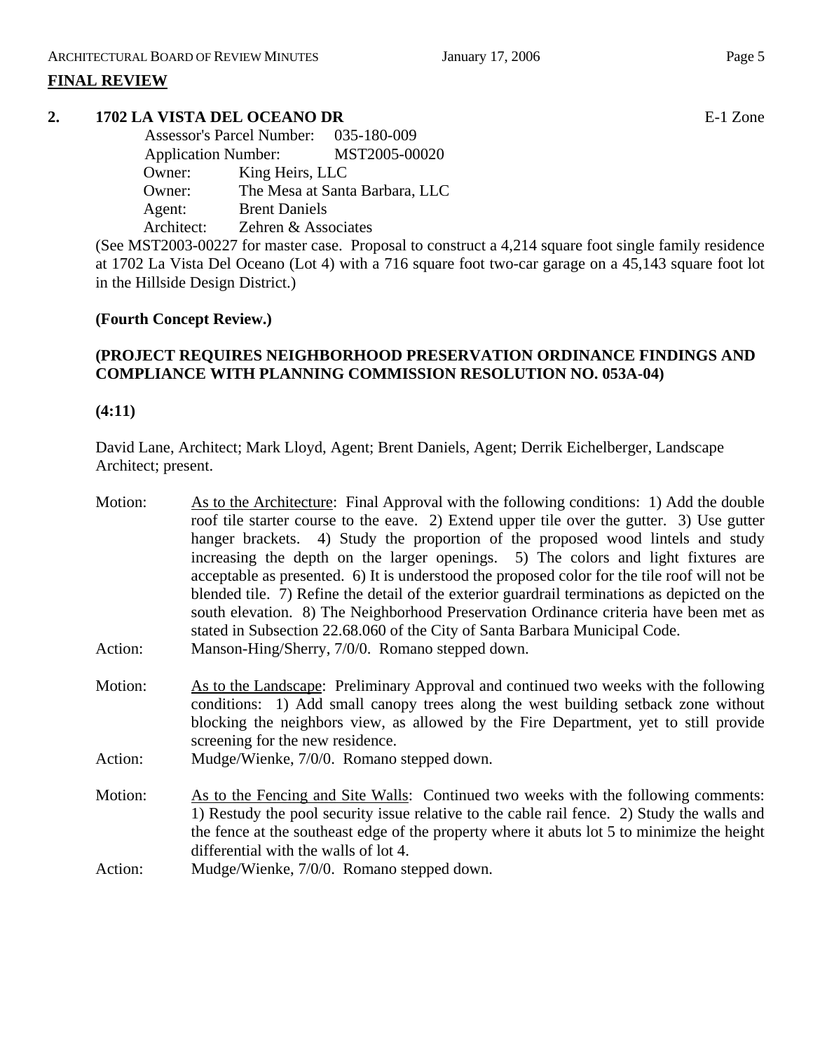## FINAL REVIEW

**2. 1702 LA VISTA DEL OCEANO DR** E-1 Zone

Assessor's Parcel Number: 035-180-009
Application Number: MST2005-00020
Owner: King Heirs, LLC
Owner: The Mesa at Santa Barbara, LLC
Agent: Brent Daniels
Architect: Zehren & Associates

(See MST2003-00227 for master case. Proposal to construct a 4,214 square foot single family residence at 1702 La Vista Del Oceano (Lot 4) with a 716 square foot two-car garage on a 45,143 square foot lot in the Hillside Design District.)

**(Fourth Concept Review.)**

**(PROJECT REQUIRES NEIGHBORHOOD PRESERVATION ORDINANCE FINDINGS AND COMPLIANCE WITH PLANNING COMMISSION RESOLUTION NO. 053A-04)**

**(4:11)**

David Lane, Architect; Mark Lloyd, Agent; Brent Daniels, Agent; Derrik Eichelberger, Landscape Architect; present.

Motion: As to the Architecture: Final Approval with the following conditions: 1) Add the double roof tile starter course to the eave. 2) Extend upper tile over the gutter. 3) Use gutter hanger brackets. 4) Study the proportion of the proposed wood lintels and study increasing the depth on the larger openings. 5) The colors and light fixtures are acceptable as presented. 6) It is understood the proposed color for the tile roof will not be blended tile. 7) Refine the detail of the exterior guardrail terminations as depicted on the south elevation. 8) The Neighborhood Preservation Ordinance criteria have been met as stated in Subsection 22.68.060 of the City of Santa Barbara Municipal Code.

Action: Manson-Hing/Sherry, 7/0/0. Romano stepped down.

Motion: As to the Landscape: Preliminary Approval and continued two weeks with the following conditions: 1) Add small canopy trees along the west building setback zone without blocking the neighbors view, as allowed by the Fire Department, yet to still provide screening for the new residence.

Action: Mudge/Wienke, 7/0/0. Romano stepped down.

Motion: As to the Fencing and Site Walls: Continued two weeks with the following comments: 1) Restudy the pool security issue relative to the cable rail fence. 2) Study the walls and the fence at the southeast edge of the property where it abuts lot 5 to minimize the height differential with the walls of lot 4.

Action: Mudge/Wienke, 7/0/0. Romano stepped down.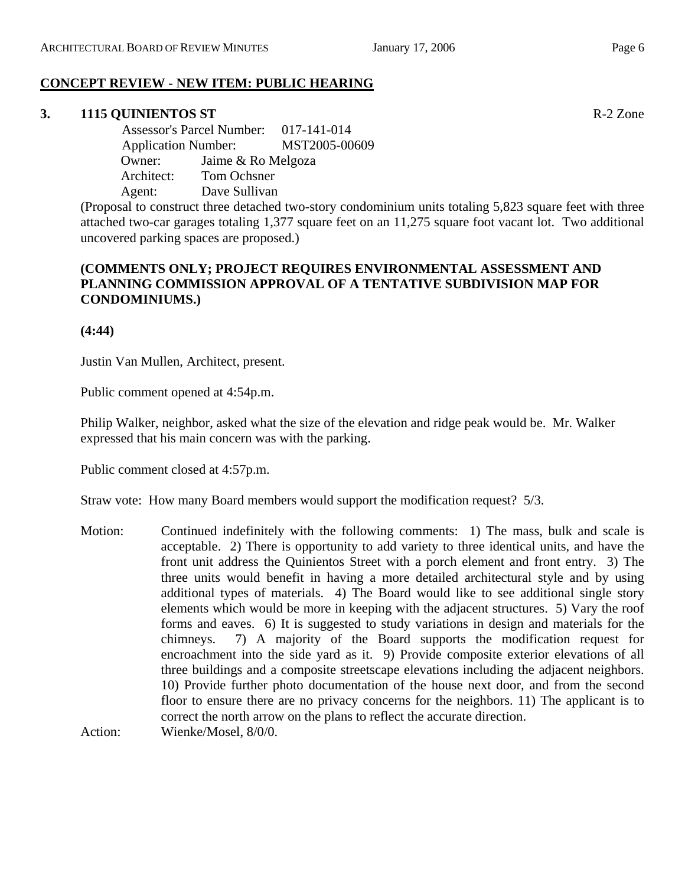## CONCEPT REVIEW - NEW ITEM: PUBLIC HEARING

**3. 1115 QUINIENTOS ST** R-2 Zone

Assessor's Parcel Number: 017-141-014
Application Number: MST2005-00609
Owner: Jaime & Ro Melgoza
Architect: Tom Ochsner
Agent: Dave Sullivan

(Proposal to construct three detached two-story condominium units totaling 5,823 square feet with three attached two-car garages totaling 1,377 square feet on an 11,275 square foot vacant lot. Two additional uncovered parking spaces are proposed.)

**(COMMENTS ONLY; PROJECT REQUIRES ENVIRONMENTAL ASSESSMENT AND PLANNING COMMISSION APPROVAL OF A TENTATIVE SUBDIVISION MAP FOR CONDOMINIUMS.)**

**(4:44)**

Justin Van Mullen, Architect, present.

Public comment opened at 4:54p.m.

Philip Walker, neighbor, asked what the size of the elevation and ridge peak would be. Mr. Walker expressed that his main concern was with the parking.

Public comment closed at 4:57p.m.

Straw vote: How many Board members would support the modification request? 5/3.

Motion: Continued indefinitely with the following comments: 1) The mass, bulk and scale is acceptable. 2) There is opportunity to add variety to three identical units, and have the front unit address the Quinientos Street with a porch element and front entry. 3) The three units would benefit in having a more detailed architectural style and by using additional types of materials. 4) The Board would like to see additional single story elements which would be more in keeping with the adjacent structures. 5) Vary the roof forms and eaves. 6) It is suggested to study variations in design and materials for the chimneys. 7) A majority of the Board supports the modification request for encroachment into the side yard as it. 9) Provide composite exterior elevations of all three buildings and a composite streetscape elevations including the adjacent neighbors. 10) Provide further photo documentation of the house next door, and from the second floor to ensure there are no privacy concerns for the neighbors. 11) The applicant is to correct the north arrow on the plans to reflect the accurate direction.

Action: Wienke/Mosel, 8/0/0.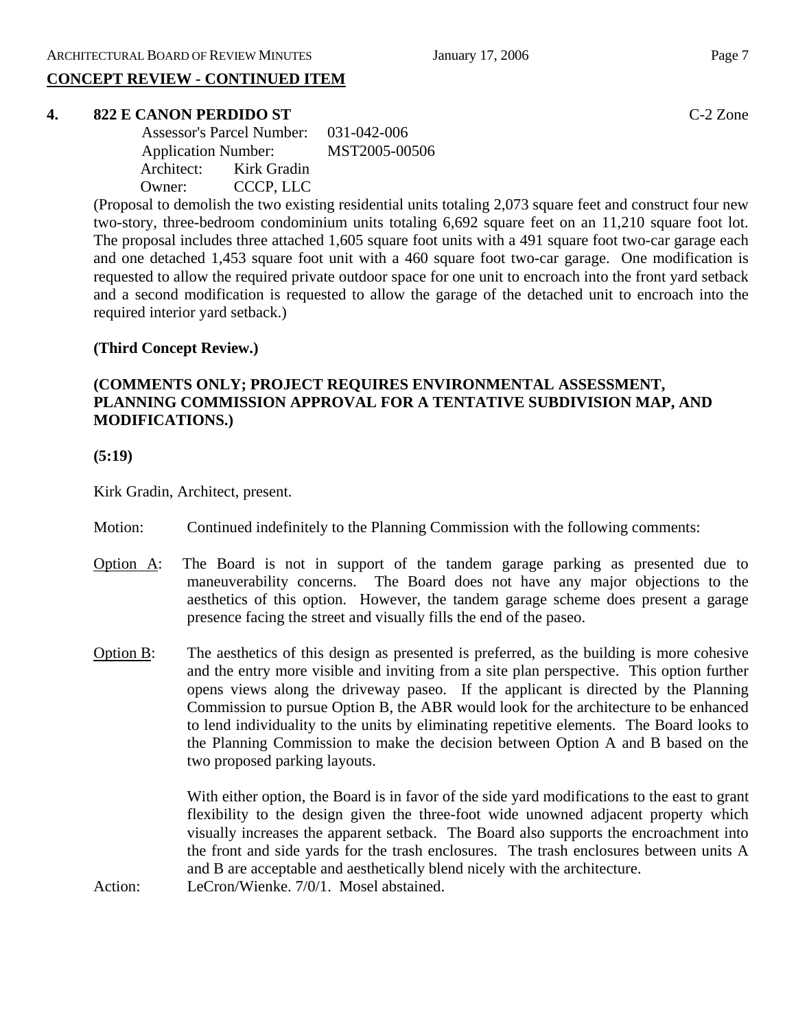## CONCEPT REVIEW - CONTINUED ITEM

### 4. 822 E CANON PERDIDO ST

C-2 Zone

Assessor's Parcel Number: 031-042-006
Application Number: MST2005-00506
Architect: Kirk Gradin
Owner: CCCP, LLC

(Proposal to demolish the two existing residential units totaling 2,073 square feet and construct four new two-story, three-bedroom condominium units totaling 6,692 square feet on an 11,210 square foot lot. The proposal includes three attached 1,605 square foot units with a 491 square foot two-car garage each and one detached 1,453 square foot unit with a 460 square foot two-car garage. One modification is requested to allow the required private outdoor space for one unit to encroach into the front yard setback and a second modification is requested to allow the garage of the detached unit to encroach into the required interior yard setback.)

**(Third Concept Review.)**

**(COMMENTS ONLY; PROJECT REQUIRES ENVIRONMENTAL ASSESSMENT, PLANNING COMMISSION APPROVAL FOR A TENTATIVE SUBDIVISION MAP, AND MODIFICATIONS.)**

**(5:19)**

Kirk Gradin, Architect, present.

Motion: Continued indefinitely to the Planning Commission with the following comments:

Option A: The Board is not in support of the tandem garage parking as presented due to maneuverability concerns. The Board does not have any major objections to the aesthetics of this option. However, the tandem garage scheme does present a garage presence facing the street and visually fills the end of the paseo.

Option B: The aesthetics of this design as presented is preferred, as the building is more cohesive and the entry more visible and inviting from a site plan perspective. This option further opens views along the driveway paseo. If the applicant is directed by the Planning Commission to pursue Option B, the ABR would look for the architecture to be enhanced to lend individuality to the units by eliminating repetitive elements. The Board looks to the Planning Commission to make the decision between Option A and B based on the two proposed parking layouts.

With either option, the Board is in favor of the side yard modifications to the east to grant flexibility to the design given the three-foot wide unowned adjacent property which visually increases the apparent setback. The Board also supports the encroachment into the front and side yards for the trash enclosures. The trash enclosures between units A and B are acceptable and aesthetically blend nicely with the architecture.

Action: LeCron/Wienke. 7/0/1. Mosel abstained.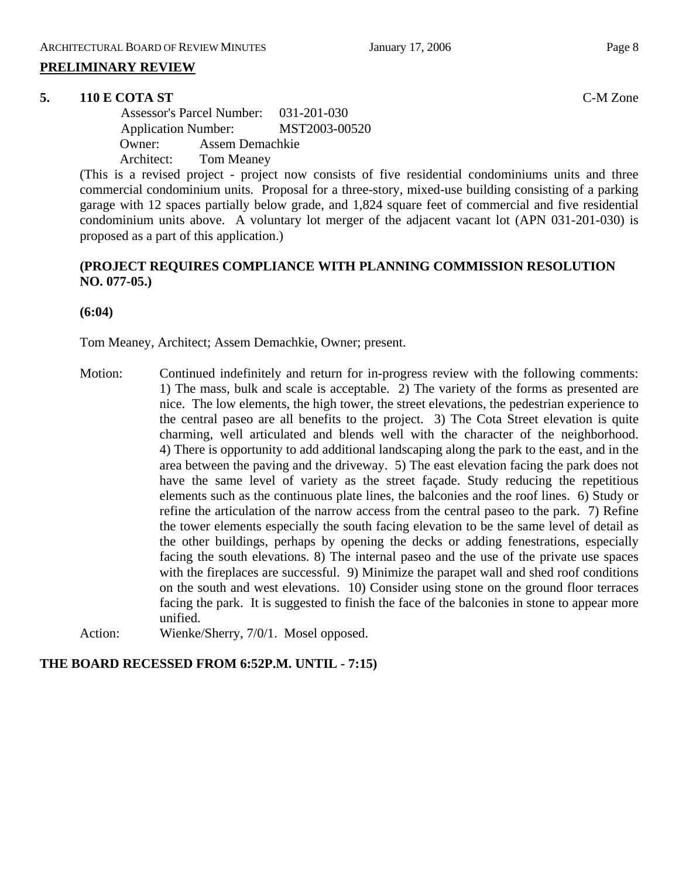## PRELIMINARY REVIEW

### 5. 110 E COTA ST

C-M Zone

Assessor's Parcel Number: 031-201-030
Application Number: MST2003-00520
Owner: Assem Demachkie
Architect: Tom Meaney

(This is a revised project - project now consists of five residential condominiums units and three commercial condominium units. Proposal for a three-story, mixed-use building consisting of a parking garage with 12 spaces partially below grade, and 1,824 square feet of commercial and five residential condominium units above. A voluntary lot merger of the adjacent vacant lot (APN 031-201-030) is proposed as a part of this application.)

**(PROJECT REQUIRES COMPLIANCE WITH PLANNING COMMISSION RESOLUTION NO. 077-05.)**

**(6:04)**

Tom Meaney, Architect; Assem Demachkie, Owner; present.

Motion: Continued indefinitely and return for in-progress review with the following comments: 1) The mass, bulk and scale is acceptable. 2) The variety of the forms as presented are nice. The low elements, the high tower, the street elevations, the pedestrian experience to the central paseo are all benefits to the project. 3) The Cota Street elevation is quite charming, well articulated and blends well with the character of the neighborhood. 4) There is opportunity to add additional landscaping along the park to the east, and in the area between the paving and the driveway. 5) The east elevation facing the park does not have the same level of variety as the street façade. Study reducing the repetitious elements such as the continuous plate lines, the balconies and the roof lines. 6) Study or refine the articulation of the narrow access from the central paseo to the park. 7) Refine the tower elements especially the south facing elevation to be the same level of detail as the other buildings, perhaps by opening the decks or adding fenestrations, especially facing the south elevations. 8) The internal paseo and the use of the private use spaces with the fireplaces are successful. 9) Minimize the parapet wall and shed roof conditions on the south and west elevations. 10) Consider using stone on the ground floor terraces facing the park. It is suggested to finish the face of the balconies in stone to appear more unified.

Action: Wienke/Sherry, 7/0/1. Mosel opposed.

**THE BOARD RECESSED FROM 6:52P.M. UNTIL - 7:15)**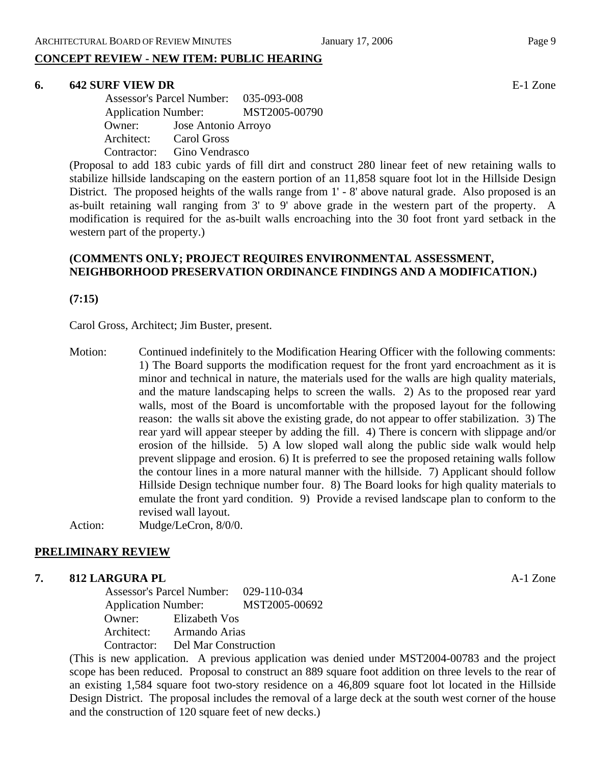**CONCEPT REVIEW - NEW ITEM: PUBLIC HEARING**

**6. 642 SURF VIEW DR** E-1 Zone

Assessor's Parcel Number: 035-093-008
Application Number: MST2005-00790
Owner: Jose Antonio Arroyo
Architect: Carol Gross
Contractor: Gino Vendrasco

(Proposal to add 183 cubic yards of fill dirt and construct 280 linear feet of new retaining walls to stabilize hillside landscaping on the eastern portion of an 11,858 square foot lot in the Hillside Design District. The proposed heights of the walls range from 1' - 8' above natural grade. Also proposed is an as-built retaining wall ranging from 3' to 9' above grade in the western part of the property. A modification is required for the as-built walls encroaching into the 30 foot front yard setback in the western part of the property.)

**(COMMENTS ONLY; PROJECT REQUIRES ENVIRONMENTAL ASSESSMENT, NEIGHBORHOOD PRESERVATION ORDINANCE FINDINGS AND A MODIFICATION.)**

**(7:15)**

Carol Gross, Architect; Jim Buster, present.

Motion: Continued indefinitely to the Modification Hearing Officer with the following comments: 1) The Board supports the modification request for the front yard encroachment as it is minor and technical in nature, the materials used for the walls are high quality materials, and the mature landscaping helps to screen the walls. 2) As to the proposed rear yard walls, most of the Board is uncomfortable with the proposed layout for the following reason: the walls sit above the existing grade, do not appear to offer stabilization. 3) The rear yard will appear steeper by adding the fill. 4) There is concern with slippage and/or erosion of the hillside. 5) A low sloped wall along the public side walk would help prevent slippage and erosion. 6) It is preferred to see the proposed retaining walls follow the contour lines in a more natural manner with the hillside. 7) Applicant should follow Hillside Design technique number four. 8) The Board looks for high quality materials to emulate the front yard condition. 9) Provide a revised landscape plan to conform to the revised wall layout.

Action: Mudge/LeCron, 8/0/0.

**PRELIMINARY REVIEW**

**7. 812 LARGURA PL** A-1 Zone

Assessor's Parcel Number: 029-110-034
Application Number: MST2005-00692
Owner: Elizabeth Vos
Architect: Armando Arias
Contractor: Del Mar Construction

(This is new application. A previous application was denied under MST2004-00783 and the project scope has been reduced. Proposal to construct an 889 square foot addition on three levels to the rear of an existing 1,584 square foot two-story residence on a 46,809 square foot lot located in the Hillside Design District. The proposal includes the removal of a large deck at the south west corner of the house and the construction of 120 square feet of new decks.)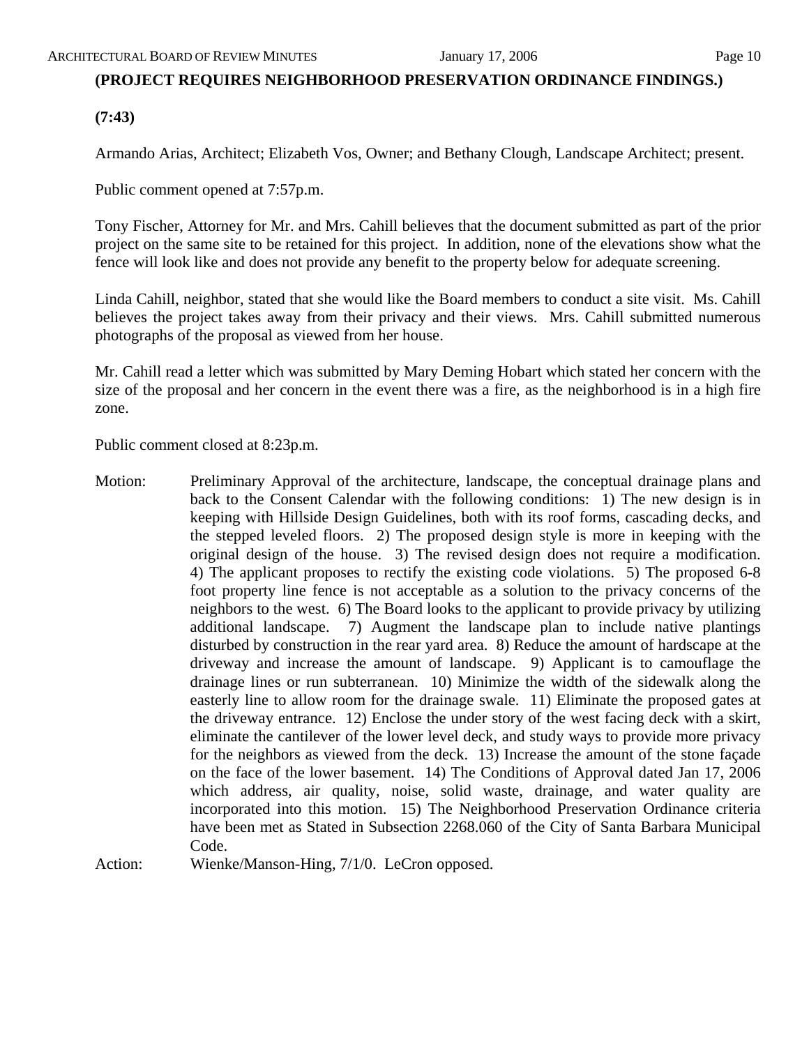**(PROJECT REQUIRES NEIGHBORHOOD PRESERVATION ORDINANCE FINDINGS.)**

**(7:43)**

Armando Arias, Architect; Elizabeth Vos, Owner; and Bethany Clough, Landscape Architect; present.

Public comment opened at 7:57p.m.

Tony Fischer, Attorney for Mr. and Mrs. Cahill believes that the document submitted as part of the prior project on the same site to be retained for this project. In addition, none of the elevations show what the fence will look like and does not provide any benefit to the property below for adequate screening.

Linda Cahill, neighbor, stated that she would like the Board members to conduct a site visit. Ms. Cahill believes the project takes away from their privacy and their views. Mrs. Cahill submitted numerous photographs of the proposal as viewed from her house.

Mr. Cahill read a letter which was submitted by Mary Deming Hobart which stated her concern with the size of the proposal and her concern in the event there was a fire, as the neighborhood is in a high fire zone.

Public comment closed at 8:23p.m.

Motion: Preliminary Approval of the architecture, landscape, the conceptual drainage plans and back to the Consent Calendar with the following conditions: 1) The new design is in keeping with Hillside Design Guidelines, both with its roof forms, cascading decks, and the stepped leveled floors. 2) The proposed design style is more in keeping with the original design of the house. 3) The revised design does not require a modification. 4) The applicant proposes to rectify the existing code violations. 5) The proposed 6-8 foot property line fence is not acceptable as a solution to the privacy concerns of the neighbors to the west. 6) The Board looks to the applicant to provide privacy by utilizing additional landscape. 7) Augment the landscape plan to include native plantings disturbed by construction in the rear yard area. 8) Reduce the amount of hardscape at the driveway and increase the amount of landscape. 9) Applicant is to camouflage the drainage lines or run subterranean. 10) Minimize the width of the sidewalk along the easterly line to allow room for the drainage swale. 11) Eliminate the proposed gates at the driveway entrance. 12) Enclose the under story of the west facing deck with a skirt, eliminate the cantilever of the lower level deck, and study ways to provide more privacy for the neighbors as viewed from the deck. 13) Increase the amount of the stone façade on the face of the lower basement. 14) The Conditions of Approval dated Jan 17, 2006 which address, air quality, noise, solid waste, drainage, and water quality are incorporated into this motion. 15) The Neighborhood Preservation Ordinance criteria have been met as Stated in Subsection 2268.060 of the City of Santa Barbara Municipal Code.

Action: Wienke/Manson-Hing, 7/1/0. LeCron opposed.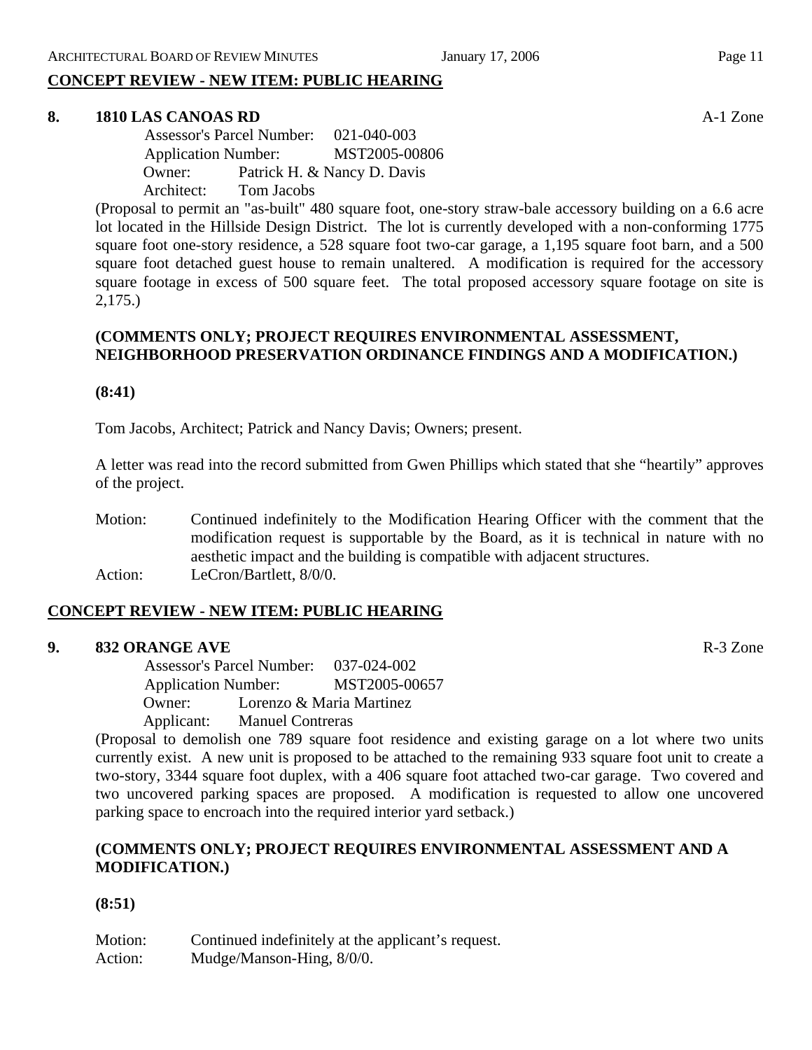## CONCEPT REVIEW - NEW ITEM: PUBLIC HEARING

**8. 1810 LAS CANOAS RD** A-1 Zone

Assessor's Parcel Number: 021-040-003
Application Number: MST2005-00806
Owner: Patrick H. & Nancy D. Davis
Architect: Tom Jacobs

(Proposal to permit an "as-built" 480 square foot, one-story straw-bale accessory building on a 6.6 acre lot located in the Hillside Design District. The lot is currently developed with a non-conforming 1775 square foot one-story residence, a 528 square foot two-car garage, a 1,195 square foot barn, and a 500 square foot detached guest house to remain unaltered. A modification is required for the accessory square footage in excess of 500 square feet. The total proposed accessory square footage on site is 2,175.)

**(COMMENTS ONLY; PROJECT REQUIRES ENVIRONMENTAL ASSESSMENT, NEIGHBORHOOD PRESERVATION ORDINANCE FINDINGS AND A MODIFICATION.)**

**(8:41)**

Tom Jacobs, Architect; Patrick and Nancy Davis; Owners; present.

A letter was read into the record submitted from Gwen Phillips which stated that she "heartily" approves of the project.

Motion: Continued indefinitely to the Modification Hearing Officer with the comment that the modification request is supportable by the Board, as it is technical in nature with no aesthetic impact and the building is compatible with adjacent structures.
Action: LeCron/Bartlett, 8/0/0.

## CONCEPT REVIEW - NEW ITEM: PUBLIC HEARING

**9. 832 ORANGE AVE** R-3 Zone

Assessor's Parcel Number: 037-024-002
Application Number: MST2005-00657
Owner: Lorenzo & Maria Martinez
Applicant: Manuel Contreras

(Proposal to demolish one 789 square foot residence and existing garage on a lot where two units currently exist. A new unit is proposed to be attached to the remaining 933 square foot unit to create a two-story, 3344 square foot duplex, with a 406 square foot attached two-car garage. Two covered and two uncovered parking spaces are proposed. A modification is requested to allow one uncovered parking space to encroach into the required interior yard setback.)

**(COMMENTS ONLY; PROJECT REQUIRES ENVIRONMENTAL ASSESSMENT AND A MODIFICATION.)**

**(8:51)**

Motion: Continued indefinitely at the applicant's request.
Action: Mudge/Manson-Hing, 8/0/0.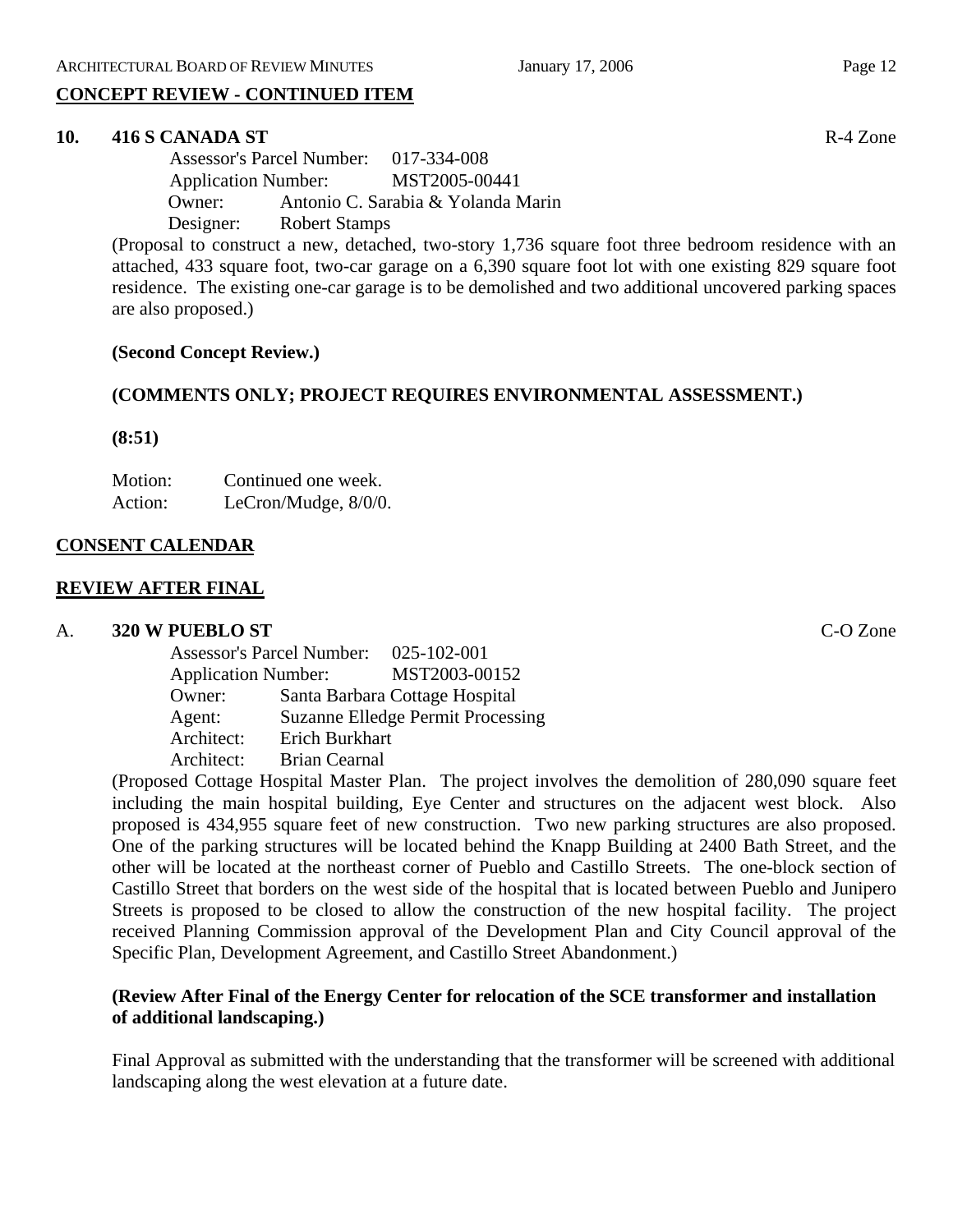## CONCEPT REVIEW - CONTINUED ITEM

### 10. 416 S CANADA ST

R-4 Zone

Assessor's Parcel Number: 017-334-008
Application Number: MST2005-00441
Owner: Antonio C. Sarabia & Yolanda Marin
Designer: Robert Stamps

(Proposal to construct a new, detached, two-story 1,736 square foot three bedroom residence with an attached, 433 square foot, two-car garage on a 6,390 square foot lot with one existing 829 square foot residence. The existing one-car garage is to be demolished and two additional uncovered parking spaces are also proposed.)

**(Second Concept Review.)**

**(COMMENTS ONLY; PROJECT REQUIRES ENVIRONMENTAL ASSESSMENT.)**

**(8:51)**

Motion: Continued one week.
Action: LeCron/Mudge, 8/0/0.

## CONSENT CALENDAR

## REVIEW AFTER FINAL

### A. 320 W PUEBLO ST

C-O Zone

Assessor's Parcel Number: 025-102-001
Application Number: MST2003-00152
Owner: Santa Barbara Cottage Hospital
Agent: Suzanne Elledge Permit Processing
Architect: Erich Burkhart
Architect: Brian Cearnal

(Proposed Cottage Hospital Master Plan. The project involves the demolition of 280,090 square feet including the main hospital building, Eye Center and structures on the adjacent west block. Also proposed is 434,955 square feet of new construction. Two new parking structures are also proposed. One of the parking structures will be located behind the Knapp Building at 2400 Bath Street, and the other will be located at the northeast corner of Pueblo and Castillo Streets. The one-block section of Castillo Street that borders on the west side of the hospital that is located between Pueblo and Junipero Streets is proposed to be closed to allow the construction of the new hospital facility. The project received Planning Commission approval of the Development Plan and City Council approval of the Specific Plan, Development Agreement, and Castillo Street Abandonment.)

**(Review After Final of the Energy Center for relocation of the SCE transformer and installation of additional landscaping.)**

Final Approval as submitted with the understanding that the transformer will be screened with additional landscaping along the west elevation at a future date.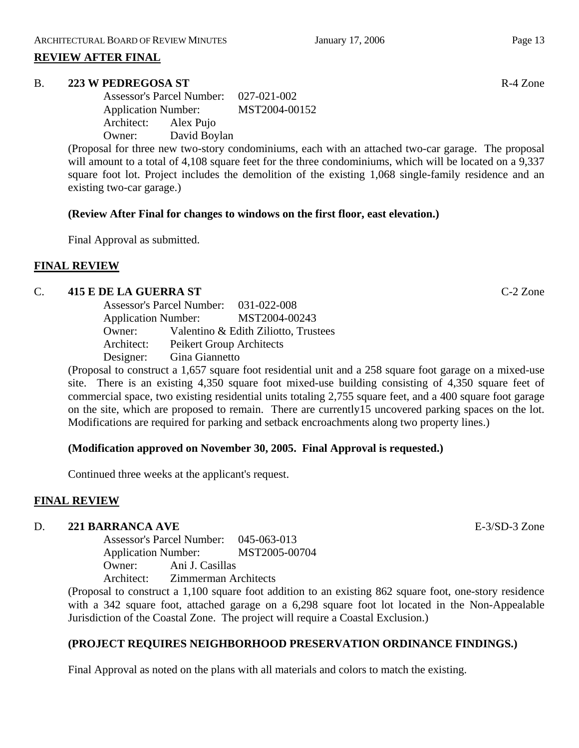**REVIEW AFTER FINAL**

**B. 223 W PEDREGOSA ST** R-4 Zone

Assessor's Parcel Number: 027-021-002
Application Number: MST2004-00152
Architect: Alex Pujo
Owner: David Boylan

(Proposal for three new two-story condominiums, each with an attached two-car garage. The proposal will amount to a total of 4,108 square feet for the three condominiums, which will be located on a 9,337 square foot lot. Project includes the demolition of the existing 1,068 single-family residence and an existing two-car garage.)

**(Review After Final for changes to windows on the first floor, east elevation.)**

Final Approval as submitted.

**FINAL REVIEW**

**C. 415 E DE LA GUERRA ST** C-2 Zone

Assessor's Parcel Number: 031-022-008
Application Number: MST2004-00243
Owner: Valentino & Edith Ziliotto, Trustees
Architect: Peikert Group Architects
Designer: Gina Giannetto

(Proposal to construct a 1,657 square foot residential unit and a 258 square foot garage on a mixed-use site. There is an existing 4,350 square foot mixed-use building consisting of 4,350 square feet of commercial space, two existing residential units totaling 2,755 square feet, and a 400 square foot garage on the site, which are proposed to remain. There are currently15 uncovered parking spaces on the lot. Modifications are required for parking and setback encroachments along two property lines.)

**(Modification approved on November 30, 2005. Final Approval is requested.)**

Continued three weeks at the applicant's request.

**FINAL REVIEW**

**D. 221 BARRANCA AVE** E-3/SD-3 Zone

Assessor's Parcel Number: 045-063-013
Application Number: MST2005-00704
Owner: Ani J. Casillas
Architect: Zimmerman Architects

(Proposal to construct a 1,100 square foot addition to an existing 862 square foot, one-story residence with a 342 square foot, attached garage on a 6,298 square foot lot located in the Non-Appealable Jurisdiction of the Coastal Zone. The project will require a Coastal Exclusion.)

**(PROJECT REQUIRES NEIGHBORHOOD PRESERVATION ORDINANCE FINDINGS.)**

Final Approval as noted on the plans with all materials and colors to match the existing.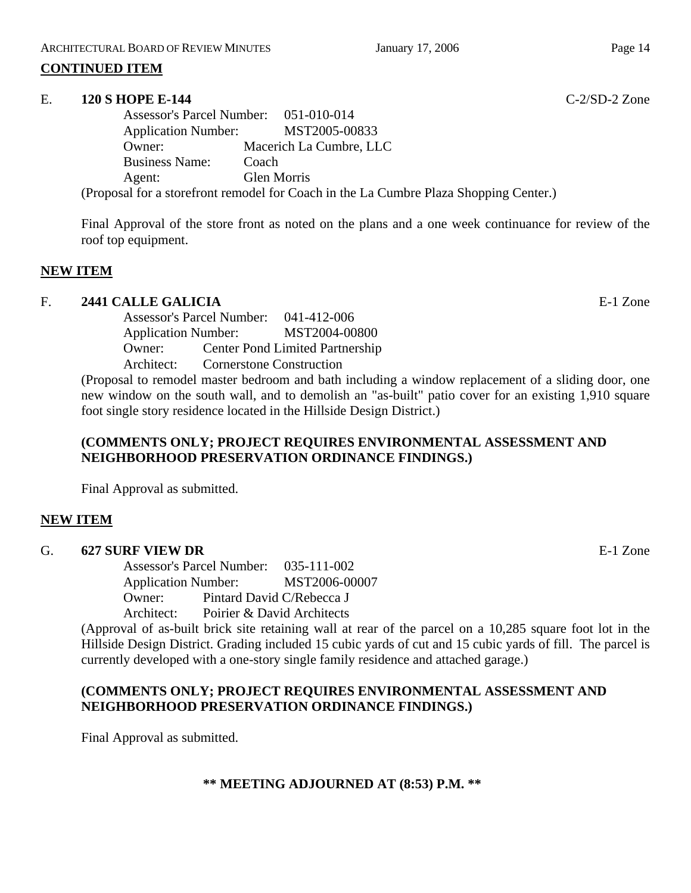**CONTINUED ITEM**

E. **120 S HOPE E-144** C-2/SD-2 Zone

Assessor's Parcel Number: 051-010-014
Application Number: MST2005-00833
Owner: Macerich La Cumbre, LLC
Business Name: Coach
Agent: Glen Morris

(Proposal for a storefront remodel for Coach in the La Cumbre Plaza Shopping Center.)

Final Approval of the store front as noted on the plans and a one week continuance for review of the roof top equipment.

**NEW ITEM**

F. **2441 CALLE GALICIA** E-1 Zone

Assessor's Parcel Number: 041-412-006
Application Number: MST2004-00800
Owner: Center Pond Limited Partnership
Architect: Cornerstone Construction

(Proposal to remodel master bedroom and bath including a window replacement of a sliding door, one new window on the south wall, and to demolish an "as-built" patio cover for an existing 1,910 square foot single story residence located in the Hillside Design District.)

**(COMMENTS ONLY; PROJECT REQUIRES ENVIRONMENTAL ASSESSMENT AND NEIGHBORHOOD PRESERVATION ORDINANCE FINDINGS.)**

Final Approval as submitted.

**NEW ITEM**

G. **627 SURF VIEW DR** E-1 Zone

Assessor's Parcel Number: 035-111-002
Application Number: MST2006-00007
Owner: Pintard David C/Rebecca J
Architect: Poirier & David Architects

(Approval of as-built brick site retaining wall at rear of the parcel on a 10,285 square foot lot in the Hillside Design District. Grading included 15 cubic yards of cut and 15 cubic yards of fill. The parcel is currently developed with a one-story single family residence and attached garage.)

**(COMMENTS ONLY; PROJECT REQUIRES ENVIRONMENTAL ASSESSMENT AND NEIGHBORHOOD PRESERVATION ORDINANCE FINDINGS.)**

Final Approval as submitted.

**\*\* MEETING ADJOURNED AT (8:53) P.M. \*\***